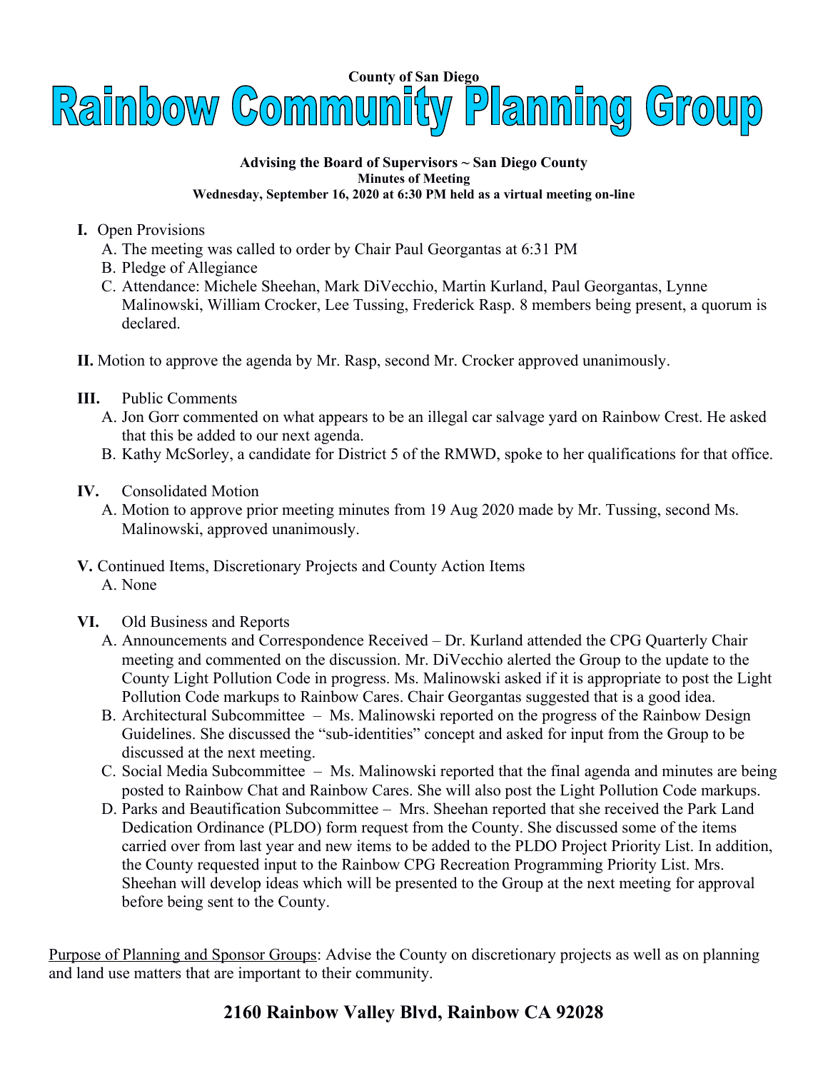**County of San Diego**

# Rainbow Community Planning Group

**Advising the Board of Supervisors ~ San Diego County**
**Minutes of Meeting**
**Wednesday, September 16, 2020 at 6:30 PM held as a virtual meeting on-line**

**I.** Open Provisions

A. The meeting was called to order by Chair Paul Georgantas at 6:31 PM
B. Pledge of Allegiance
C. Attendance: Michele Sheehan, Mark DiVecchio, Martin Kurland, Paul Georgantas, Lynne Malinowski, William Crocker, Lee Tussing, Frederick Rasp. 8 members being present, a quorum is declared.

**II.** Motion to approve the agenda by Mr. Rasp, second Mr. Crocker approved unanimously.

**III.** Public Comments

A. Jon Gorr commented on what appears to be an illegal car salvage yard on Rainbow Crest. He asked that this be added to our next agenda.
B. Kathy McSorley, a candidate for District 5 of the RMWD, spoke to her qualifications for that office.

**IV.** Consolidated Motion

A. Motion to approve prior meeting minutes from 19 Aug 2020 made by Mr. Tussing, second Ms. Malinowski, approved unanimously.

**V.** Continued Items, Discretionary Projects and County Action Items

A. None

**VI.** Old Business and Reports

A. Announcements and Correspondence Received – Dr. Kurland attended the CPG Quarterly Chair meeting and commented on the discussion. Mr. DiVecchio alerted the Group to the update to the County Light Pollution Code in progress. Ms. Malinowski asked if it is appropriate to post the Light Pollution Code markups to Rainbow Cares. Chair Georgantas suggested that is a good idea.
B. Architectural Subcommittee – Ms. Malinowski reported on the progress of the Rainbow Design Guidelines. She discussed the "sub-identities" concept and asked for input from the Group to be discussed at the next meeting.
C. Social Media Subcommittee – Ms. Malinowski reported that the final agenda and minutes are being posted to Rainbow Chat and Rainbow Cares. She will also post the Light Pollution Code markups.
D. Parks and Beautification Subcommittee – Mrs. Sheehan reported that she received the Park Land Dedication Ordinance (PLDO) form request from the County. She discussed some of the items carried over from last year and new items to be added to the PLDO Project Priority List. In addition, the County requested input to the Rainbow CPG Recreation Programming Priority List. Mrs. Sheehan will develop ideas which will be presented to the Group at the next meeting for approval before being sent to the County.

<u>Purpose of Planning and Sponsor Groups</u>: Advise the County on discretionary projects as well as on planning and land use matters that are important to their community.

**2160 Rainbow Valley Blvd, Rainbow CA 92028**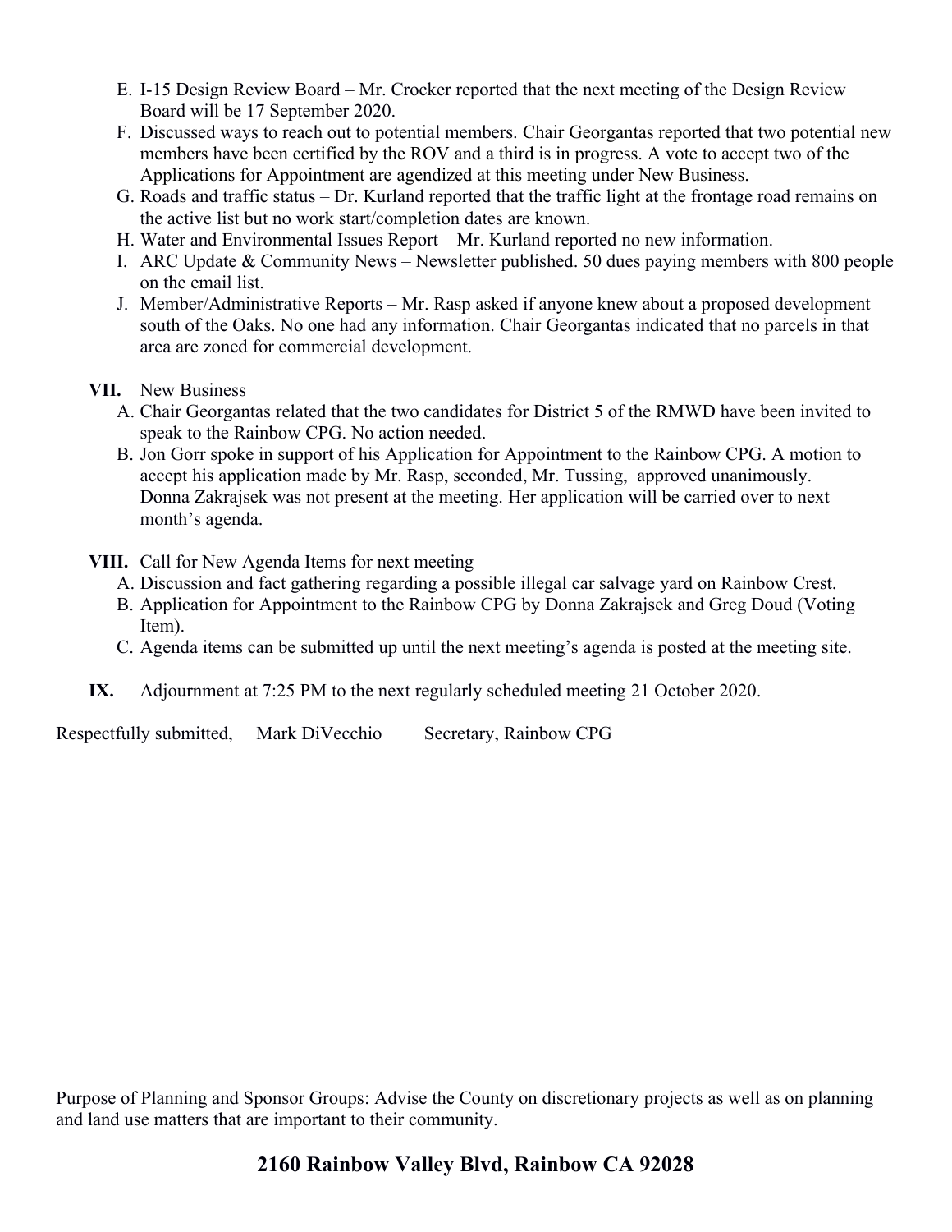E. I-15 Design Review Board – Mr. Crocker reported that the next meeting of the Design Review Board will be 17 September 2020.
F. Discussed ways to reach out to potential members. Chair Georgantas reported that two potential new members have been certified by the ROV and a third is in progress. A vote to accept two of the Applications for Appointment are agendized at this meeting under New Business.
G. Roads and traffic status – Dr. Kurland reported that the traffic light at the frontage road remains on the active list but no work start/completion dates are known.
H. Water and Environmental Issues Report – Mr. Kurland reported no new information.
I. ARC Update & Community News – Newsletter published. 50 dues paying members with 800 people on the email list.
J. Member/Administrative Reports – Mr. Rasp asked if anyone knew about a proposed development south of the Oaks. No one had any information. Chair Georgantas indicated that no parcels in that area are zoned for commercial development.

**VII.** New Business

A. Chair Georgantas related that the two candidates for District 5 of the RMWD have been invited to speak to the Rainbow CPG. No action needed.
B. Jon Gorr spoke in support of his Application for Appointment to the Rainbow CPG. A motion to accept his application made by Mr. Rasp, seconded, Mr. Tussing, approved unanimously. Donna Zakrajsek was not present at the meeting. Her application will be carried over to next month's agenda.

**VIII.** Call for New Agenda Items for next meeting

A. Discussion and fact gathering regarding a possible illegal car salvage yard on Rainbow Crest.
B. Application for Appointment to the Rainbow CPG by Donna Zakrajsek and Greg Doud (Voting Item).
C. Agenda items can be submitted up until the next meeting's agenda is posted at the meeting site.

**IX.** Adjournment at 7:25 PM to the next regularly scheduled meeting 21 October 2020.

Respectfully submitted, Mark DiVecchio Secretary, Rainbow CPG

Purpose of Planning and Sponsor Groups: Advise the County on discretionary projects as well as on planning and land use matters that are important to their community.

**2160 Rainbow Valley Blvd, Rainbow CA 92028**